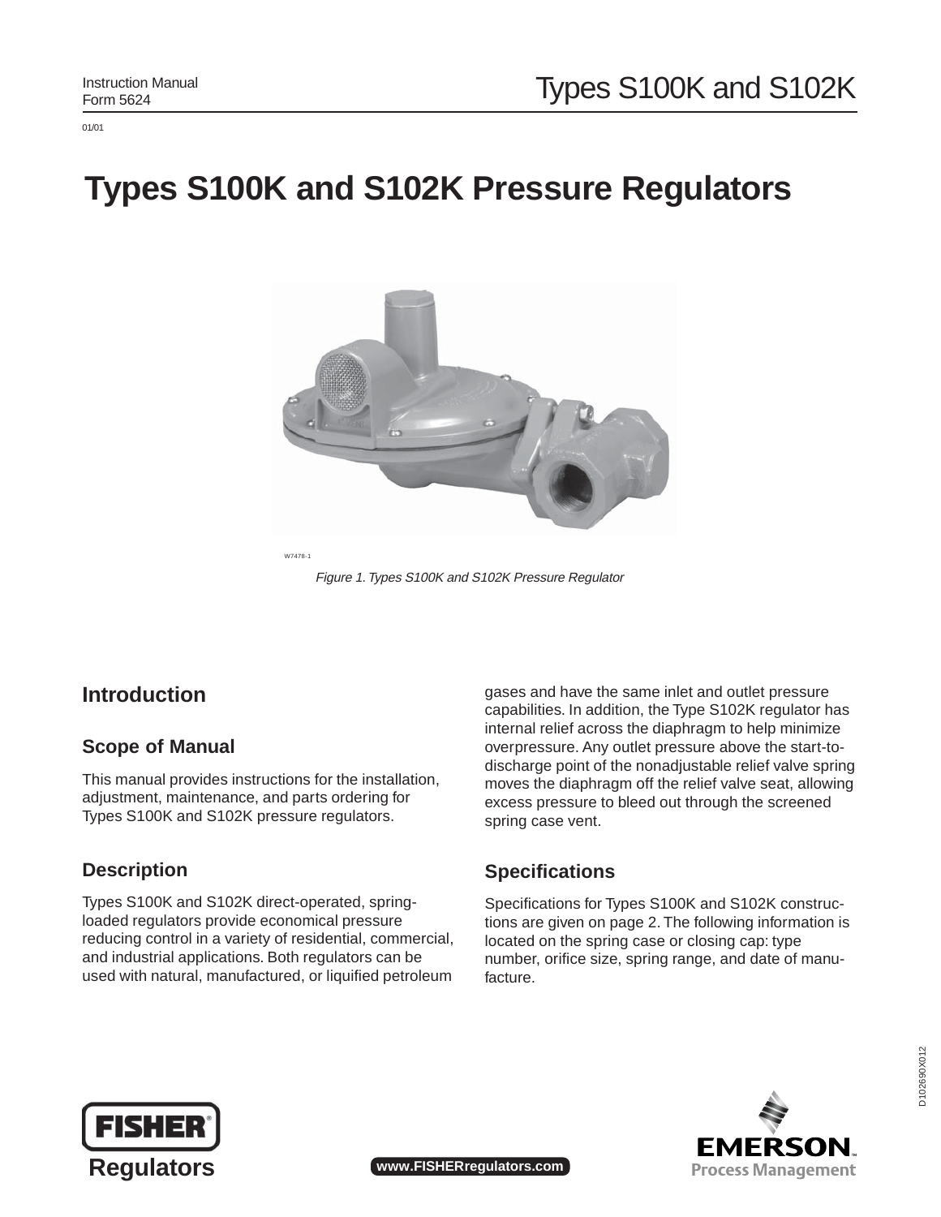# Types S100K and S102K Pressure Regulators

W7478-1

*Figure 1. Types S100K and S102K Pressure Regulator*

## Introduction

### Scope of Manual

This manual provides instructions for the installation, adjustment, maintenance, and parts ordering for Types S100K and S102K pressure regulators.

### Description

Types S100K and S102K direct-operated, spring-loaded regulators provide economical pressure reducing control in a variety of residential, commercial, and industrial applications. Both regulators can be used with natural, manufactured, or liquified petroleum gases and have the same inlet and outlet pressure capabilities. In addition, the Type S102K regulator has internal relief across the diaphragm to help minimize overpressure. Any outlet pressure above the start-to-discharge point of the nonadjustable relief valve spring moves the diaphragm off the relief valve seat, allowing excess pressure to bleed out through the screened spring case vent.

### Specifications

Specifications for Types S100K and S102K constructions are given on page 2. The following information is located on the spring case or closing cap: type number, orifice size, spring range, and date of manufacture.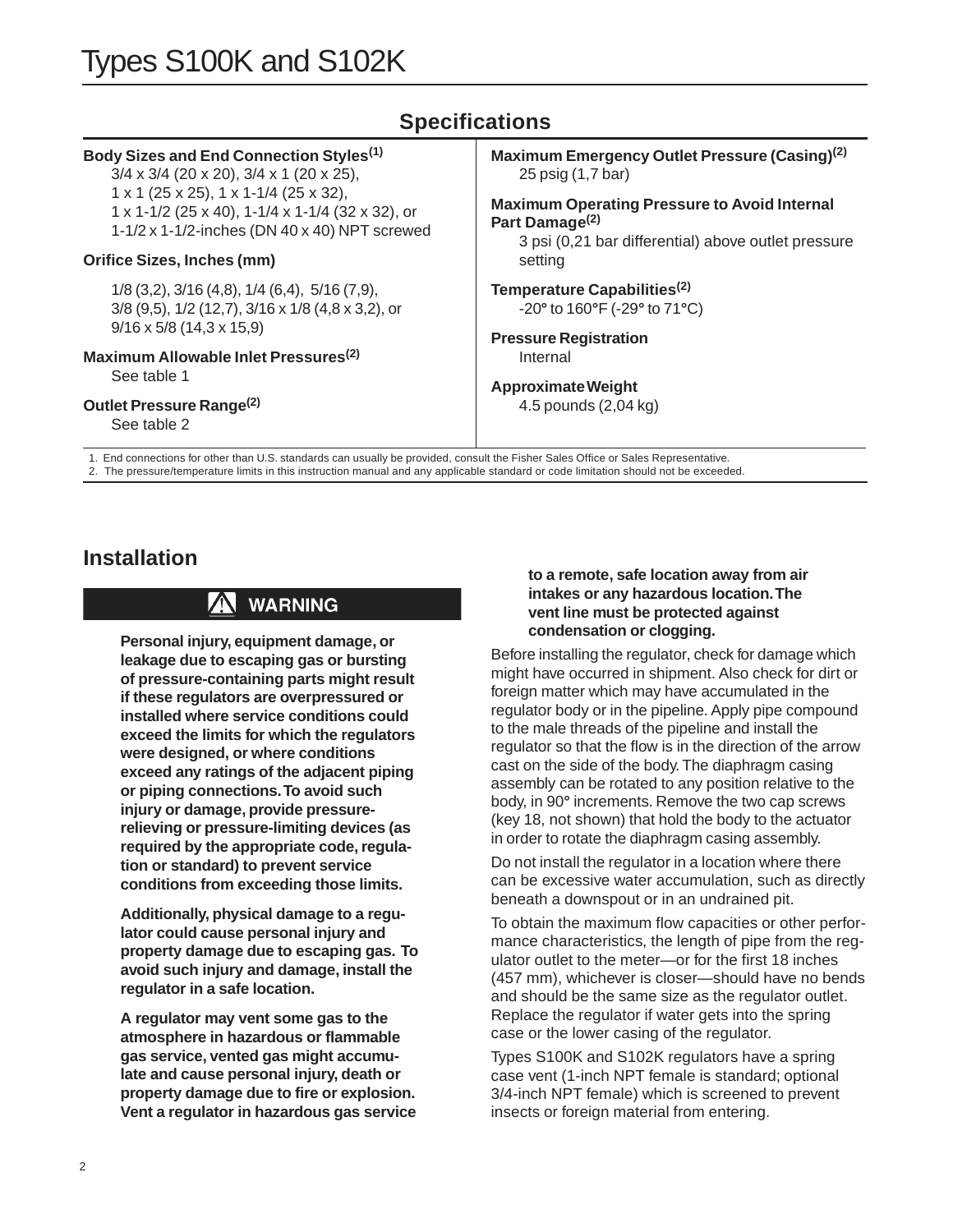# Types S100K and S102K

## Specifications

**Body Sizes and End Connection Styles**[1]
3/4 x 3/4 (20 x 20), 3/4 x 1 (20 x 25), 1 x 1 (25 x 25), 1 x 1-1/4 (25 x 32), 1 x 1-1/2 (25 x 40), 1-1/4 x 1-1/4 (32 x 32), or 1-1/2 x 1-1/2-inches (DN 40 x 40) NPT screwed

**Orifice Sizes, Inches (mm)**
1/8 (3,2), 3/16 (4,8), 1/4 (6,4), 5/16 (7,9), 3/8 (9,5), 1/2 (12,7), 3/16 x 1/8 (4,8 x 3,2), or 9/16 x 5/8 (14,3 x 15,9)

**Maximum Allowable Inlet Pressures**[2]
See table 1

**Outlet Pressure Range**[2]
See table 2

**Maximum Emergency Outlet Pressure (Casing)**[2]
25 psig (1,7 bar)

**Maximum Operating Pressure to Avoid Internal Part Damage**[2]
3 psi (0,21 bar differential) above outlet pressure setting

**Temperature Capabilities**[2]
-20° to 160°F (-29° to 71°C)

**Pressure Registration**
Internal

**Approximate Weight**
4.5 pounds (2,04 kg)

1. End connections for other than U.S. standards can usually be provided, consult the Fisher Sales Office or Sales Representative.
2. The pressure/temperature limits in this instruction manual and any applicable standard or code limitation should not be exceeded.

## Installation

**WARNING**

**Personal injury, equipment damage, or leakage due to escaping gas or bursting of pressure-containing parts might result if these regulators are overpressured or installed where service conditions could exceed the limits for which the regulators were designed, or where conditions exceed any ratings of the adjacent piping or piping connections. To avoid such injury or damage, provide pressure-relieving or pressure-limiting devices (as required by the appropriate code, regulation or standard) to prevent service conditions from exceeding those limits.**

**Additionally, physical damage to a regulator could cause personal injury and property damage due to escaping gas. To avoid such injury and damage, install the regulator in a safe location.**

**A regulator may vent some gas to the atmosphere in hazardous or flammable gas service, vented gas might accumulate and cause personal injury, death or property damage due to fire or explosion. Vent a regulator in hazardous gas service to a remote, safe location away from air intakes or any hazardous location. The vent line must be protected against condensation or clogging.**

Before installing the regulator, check for damage which might have occurred in shipment. Also check for dirt or foreign matter which may have accumulated in the regulator body or in the pipeline. Apply pipe compound to the male threads of the pipeline and install the regulator so that the flow is in the direction of the arrow cast on the side of the body. The diaphragm casing assembly can be rotated to any position relative to the body, in 90° increments. Remove the two cap screws (key 18, not shown) that hold the body to the actuator in order to rotate the diaphragm casing assembly.

Do not install the regulator in a location where there can be excessive water accumulation, such as directly beneath a downspout or in an undrained pit.

To obtain the maximum flow capacities or other performance characteristics, the length of pipe from the regulator outlet to the meter—or for the first 18 inches (457 mm), whichever is closer—should have no bends and should be the same size as the regulator outlet. Replace the regulator if water gets into the spring case or the lower casing of the regulator.

Types S100K and S102K regulators have a spring case vent (1-inch NPT female is standard; optional 3/4-inch NPT female) which is screened to prevent insects or foreign material from entering.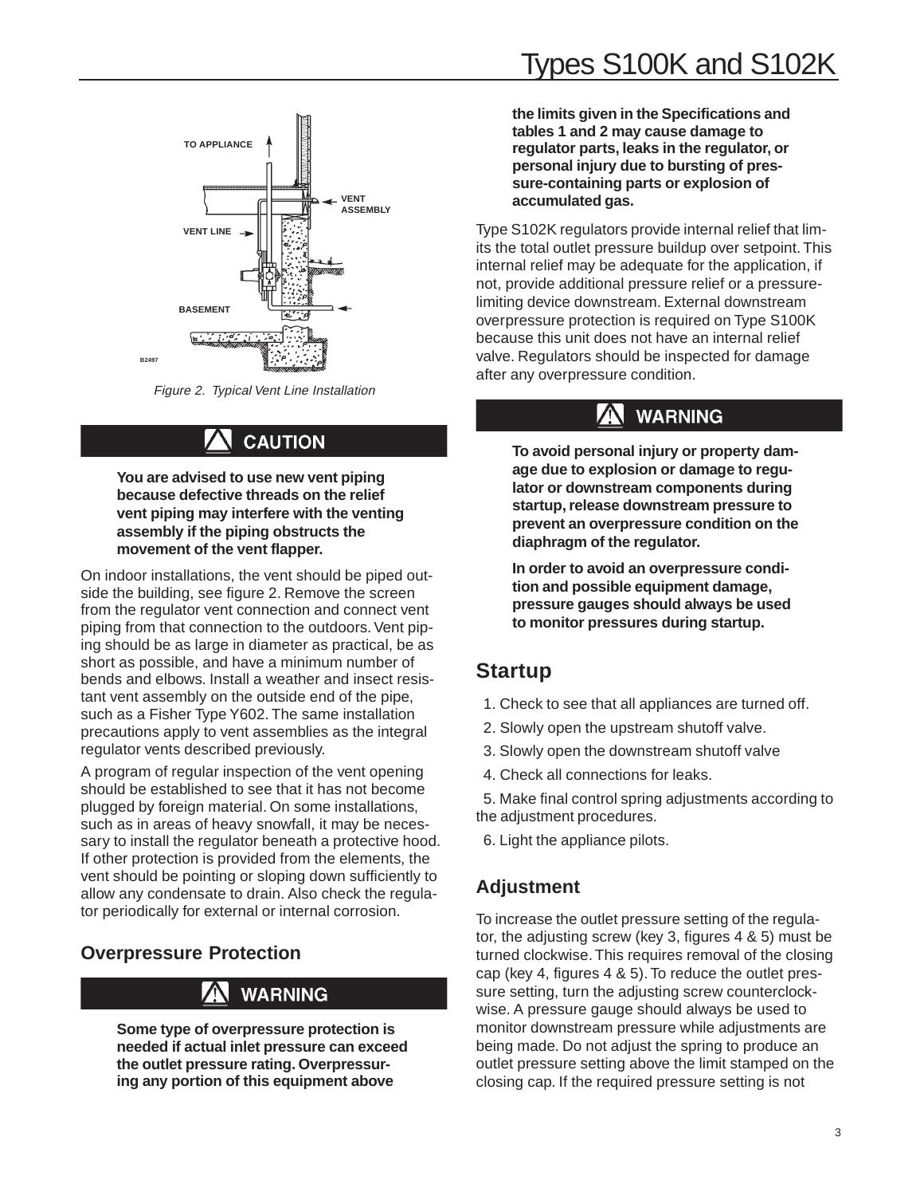Figure 2. Typical Vent Line Installation

## CAUTION

**You are advised to use new vent piping because defective threads on the relief vent piping may interfere with the venting assembly if the piping obstructs the movement of the vent flapper.**

On indoor installations, the vent should be piped outside the building, see figure 2. Remove the screen from the regulator vent connection and connect vent piping from that connection to the outdoors. Vent piping should be as large in diameter as practical, be as short as possible, and have a minimum number of bends and elbows. Install a weather and insect resistant vent assembly on the outside end of the pipe, such as a Fisher Type Y602. The same installation precautions apply to vent assemblies as the integral regulator vents described previously.

A program of regular inspection of the vent opening should be established to see that it has not become plugged by foreign material. On some installations, such as in areas of heavy snowfall, it may be necessary to install the regulator beneath a protective hood. If other protection is provided from the elements, the vent should be pointing or sloping down sufficiently to allow any condensate to drain. Also check the regulator periodically for external or internal corrosion.

## Overpressure Protection

### WARNING

**Some type of overpressure protection is needed if actual inlet pressure can exceed the outlet pressure rating. Overpressuring any portion of this equipment above the limits given in the Specifications and tables 1 and 2 may cause damage to regulator parts, leaks in the regulator, or personal injury due to bursting of pressure-containing parts or explosion of accumulated gas.**

Type S102K regulators provide internal relief that limits the total outlet pressure buildup over setpoint. This internal relief may be adequate for the application, if not, provide additional pressure relief or a pressure-limiting device downstream. External downstream overpressure protection is required on Type S100K because this unit does not have an internal relief valve. Regulators should be inspected for damage after any overpressure condition.

### WARNING

**To avoid personal injury or property damage due to explosion or damage to regulator or downstream components during startup, release downstream pressure to prevent an overpressure condition on the diaphragm of the regulator.**

**In order to avoid an overpressure condition and possible equipment damage, pressure gauges should always be used to monitor pressures during startup.**

## Startup

1. Check to see that all appliances are turned off.
2. Slowly open the upstream shutoff valve.
3. Slowly open the downstream shutoff valve
4. Check all connections for leaks.
5. Make final control spring adjustments according to the adjustment procedures.
6. Light the appliance pilots.

## Adjustment

To increase the outlet pressure setting of the regulator, the adjusting screw (key 3, figures 4 & 5) must be turned clockwise. This requires removal of the closing cap (key 4, figures 4 & 5). To reduce the outlet pressure setting, turn the adjusting screw counterclockwise. A pressure gauge should always be used to monitor downstream pressure while adjustments are being made. Do not adjust the spring to produce an outlet pressure setting above the limit stamped on the closing cap. If the required pressure setting is not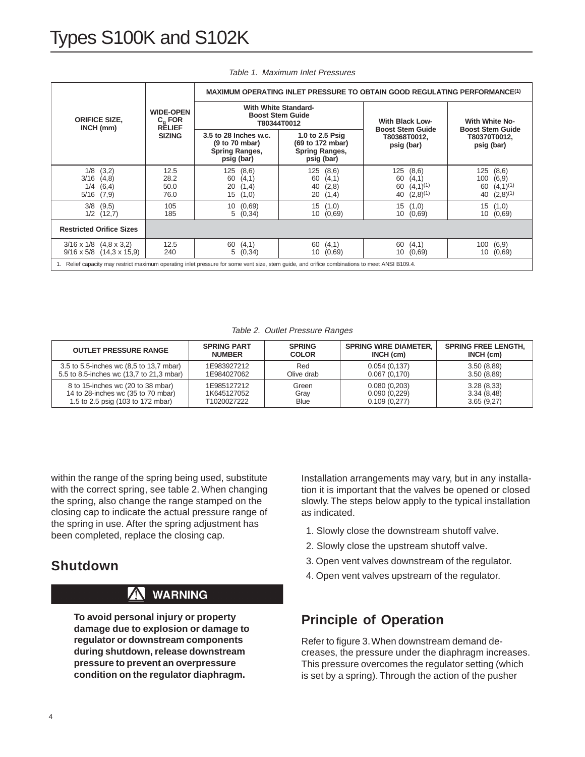# Types S100K and S102K

*Table 1. Maximum Inlet Pressures*

| ORIFICE SIZE, INCH (mm) | WIDE-OPEN $C_g$ FOR RELIEF SIZING | MAXIMUM OPERATING INLET PRESSURE TO OBTAIN GOOD REGULATING PERFORMANCE[1] | | | |
|---|---|---|---|---|---|
| | | With White Standard-Boost Stem Guide T80344T0012 | | With Black Low-Boost Stem Guide T80368T0012, psig (bar) | With White No-Boost Stem Guide T80370T0012, psig (bar) |
| | | 3.5 to 28 Inches w.c. (9 to 70 mbar) Spring Ranges, psig (bar) | 1.0 to 2.5 Psig (69 to 172 mbar) Spring Ranges, psig (bar) | | |
| 1/8 (3,2)<br>3/16 (4,8)<br>1/4 (6,4)<br>5/16 (7,9) | 12.5<br>28.2<br>50.0<br>76.0 | 125 (8,6)<br>60 (4,1)<br>20 (1,4)<br>15 (1,0) | 125 (8,6)<br>60 (4,1)<br>40 (2,8)<br>20 (1,4) | 125 (8,6)<br>60 (4,1)<br>60 (4,1)[1]<br>40 (2,8)[1] | 125 (8,6)<br>100 (6,9)<br>60 (4,1)[1]<br>40 (2,8)[1] |
| 3/8 (9,5)<br>1/2 (12,7) | 105<br>185 | 10 (0,69)<br>5 (0,34) | 15 (1,0)<br>10 (0,69) | 15 (1,0)<br>10 (0,69) | 15 (1,0)<br>10 (0,69) |
| **Restricted Orifice Sizes** | | | | | |
| 3/16 x 1/8 (4,8 x 3,2)<br>9/16 x 5/8 (14,3 x 15,9) | 12.5<br>240 | 60 (4,1)<br>5 (0,34) | 60 (4,1)<br>10 (0,69) | 60 (4,1)<br>10 (0,69) | 100 (6,9)<br>10 (0,69) |

1. Relief capacity may restrict maximum operating inlet pressure for some vent size, stem guide, and orifice combinations to meet ANSI B109.4.

*Table 2. Outlet Pressure Ranges*

| OUTLET PRESSURE RANGE | SPRING PART NUMBER | SPRING COLOR | SPRING WIRE DIAMETER, INCH (cm) | SPRING FREE LENGTH, INCH (cm) |
|---|---|---|---|---|
| 3.5 to 5.5-inches wc (8,5 to 13,7 mbar)<br>5.5 to 8.5-inches wc (13,7 to 21,3 mbar) | 1E983927212<br>1E984027062 | Red<br>Olive drab | 0.054 (0,137)<br>0.067 (0,170) | 3.50 (8,89)<br>3.50 (8,89) |
| 8 to 15-inches wc (20 to 38 mbar)<br>14 to 28-inches wc (35 to 70 mbar)<br>1.5 to 2.5 psig (103 to 172 mbar) | 1E985127212<br>1K645127052<br>T1020027222 | Green<br>Gray<br>Blue | 0.080 (0,203)<br>0.090 (0,229)<br>0.109 (0,277) | 3.28 (8,33)<br>3.34 (8,48)<br>3.65 (9,27) |

within the range of the spring being used, substitute with the correct spring, see table 2. When changing the spring, also change the range stamped on the closing cap to indicate the actual pressure range of the spring in use. After the spring adjustment has been completed, replace the closing cap.

## Shutdown

**WARNING**

**To avoid personal injury or property damage due to explosion or damage to regulator or downstream components during shutdown, release downstream pressure to prevent an overpressure condition on the regulator diaphragm.**

Installation arrangements may vary, but in any installation it is important that the valves be opened or closed slowly. The steps below apply to the typical installation as indicated.

1. Slowly close the downstream shutoff valve.
2. Slowly close the upstream shutoff valve.
3. Open vent valves downstream of the regulator.
4. Open vent valves upstream of the regulator.

## Principle of Operation

Refer to figure 3. When downstream demand decreases, the pressure under the diaphragm increases. This pressure overcomes the regulator setting (which is set by a spring). Through the action of the pusher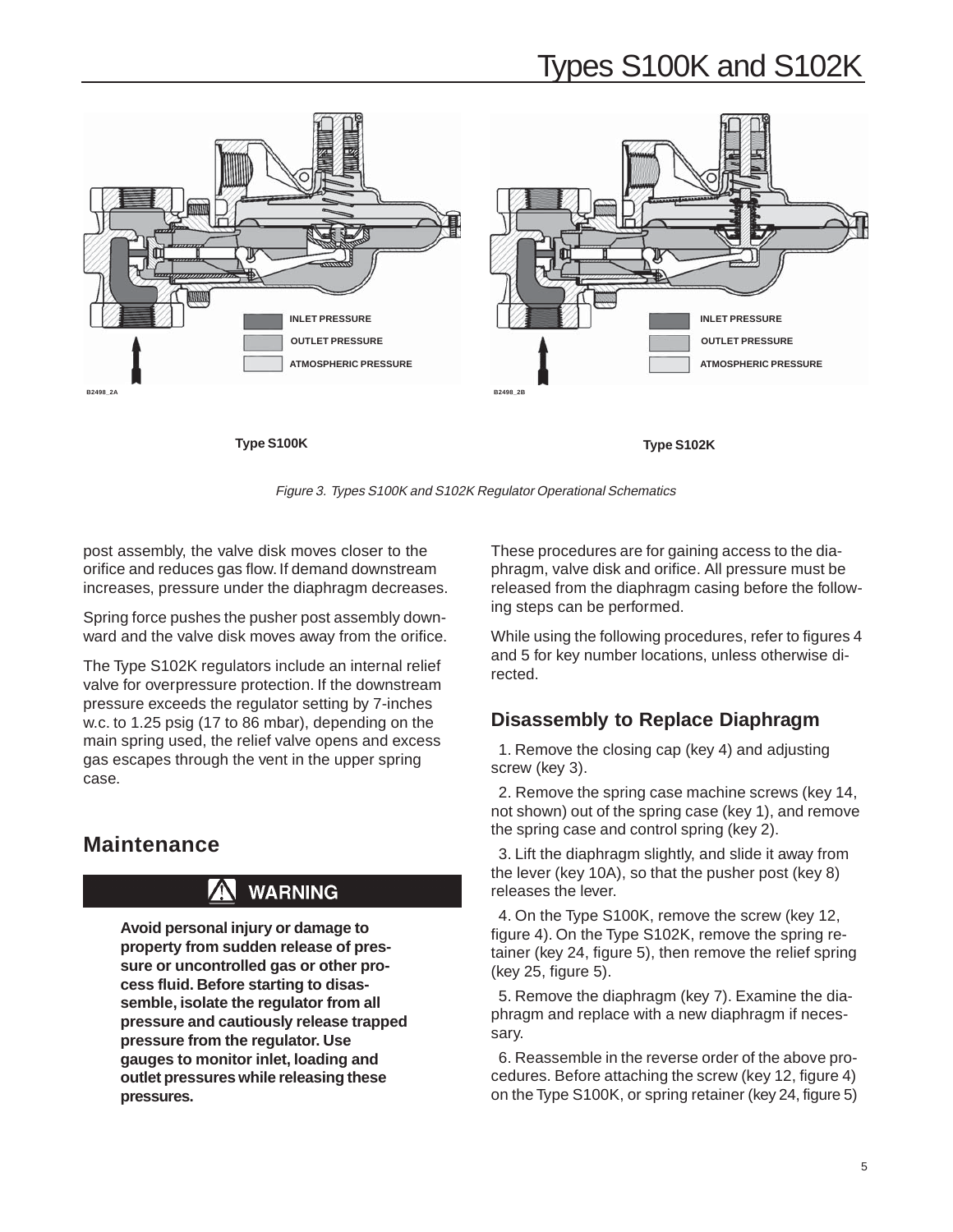Type S100K

Type S102K

*Figure 3. Types S100K and S102K Regulator Operational Schematics*

post assembly, the valve disk moves closer to the orifice and reduces gas flow. If demand downstream increases, pressure under the diaphragm decreases.

Spring force pushes the pusher post assembly downward and the valve disk moves away from the orifice.

The Type S102K regulators include an internal relief valve for overpressure protection. If the downstream pressure exceeds the regulator setting by 7-inches w.c. to 1.25 psig (17 to 86 mbar), depending on the main spring used, the relief valve opens and excess gas escapes through the vent in the upper spring case.

## Maintenance

**WARNING**

**Avoid personal injury or damage to property from sudden release of pressure or uncontrolled gas or other process fluid. Before starting to disassemble, isolate the regulator from all pressure and cautiously release trapped pressure from the regulator. Use gauges to monitor inlet, loading and outlet pressures while releasing these pressures.**

These procedures are for gaining access to the diaphragm, valve disk and orifice. All pressure must be released from the diaphragm casing before the following steps can be performed.

While using the following procedures, refer to figures 4 and 5 for key number locations, unless otherwise directed.

### Disassembly to Replace Diaphragm

1. Remove the closing cap (key 4) and adjusting screw (key 3).

2. Remove the spring case machine screws (key 14, not shown) out of the spring case (key 1), and remove the spring case and control spring (key 2).

3. Lift the diaphragm slightly, and slide it away from the lever (key 10A), so that the pusher post (key 8) releases the lever.

4. On the Type S100K, remove the screw (key 12, figure 4). On the Type S102K, remove the spring retainer (key 24, figure 5), then remove the relief spring (key 25, figure 5).

5. Remove the diaphragm (key 7). Examine the diaphragm and replace with a new diaphragm if necessary.

6. Reassemble in the reverse order of the above procedures. Before attaching the screw (key 12, figure 4) on the Type S100K, or spring retainer (key 24, figure 5)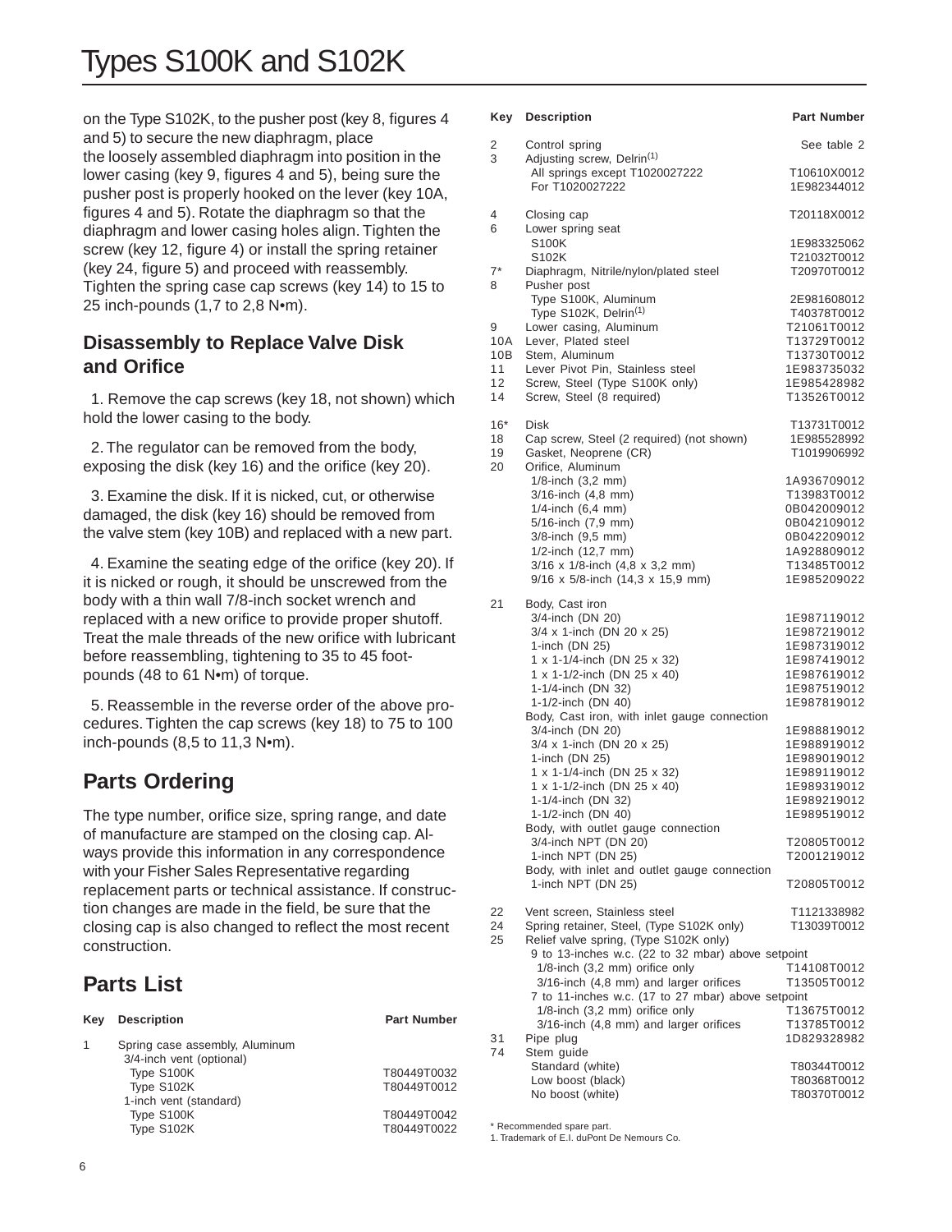on the Type S102K, to the pusher post (key 8, figures 4 and 5) to secure the new diaphragm, place the loosely assembled diaphragm into position in the lower casing (key 9, figures 4 and 5), being sure the pusher post is properly hooked on the lever (key 10A, figures 4 and 5). Rotate the diaphragm so that the diaphragm and lower casing holes align. Tighten the screw (key 12, figure 4) or install the spring retainer (key 24, figure 5) and proceed with reassembly. Tighten the spring case cap screws (key 14) to 15 to 25 inch-pounds (1,7 to 2,8 N•m).

### Disassembly to Replace Valve Disk and Orifice

1. Remove the cap screws (key 18, not shown) which hold the lower casing to the body.

2. The regulator can be removed from the body, exposing the disk (key 16) and the orifice (key 20).

3. Examine the disk. If it is nicked, cut, or otherwise damaged, the disk (key 16) should be removed from the valve stem (key 10B) and replaced with a new part.

4. Examine the seating edge of the orifice (key 20). If it is nicked or rough, it should be unscrewed from the body with a thin wall 7/8-inch socket wrench and replaced with a new orifice to provide proper shutoff. Treat the male threads of the new orifice with lubricant before reassembling, tightening to 35 to 45 foot-pounds (48 to 61 N•m) of torque.

5. Reassemble in the reverse order of the above procedures. Tighten the cap screws (key 18) to 75 to 100 inch-pounds (8,5 to 11,3 N•m).

## Parts Ordering

The type number, orifice size, spring range, and date of manufacture are stamped on the closing cap. Always provide this information in any correspondence with your Fisher Sales Representative regarding replacement parts or technical assistance. If construction changes are made in the field, be sure that the closing cap is also changed to reflect the most recent construction.

## Parts List

| Key | Description | Part Number |
|---|---|---|
| 1 | Spring case assembly, Aluminum | |
| | 3/4-inch vent (optional) | |
| | Type S100K | T80449T0032 |
| | Type S102K | T80449T0012 |
| | 1-inch vent (standard) | |
| | Type S100K | T80449T0042 |
| | Type S102K | T80449T0022 |
| 2 | Control spring | See table 2 |
| 3 | Adjusting screw, Delrin[1] | |
| | All springs except T1020027222 | T10610X0012 |
| | For T1020027222 | 1E982344012 |
| 4 | Closing cap | T20118X0012 |
| 6 | Lower spring seat | |
| | S100K | 1E983325062 |
| | S102K | T21032T0012 |
| 7* | Diaphragm, Nitrile/nylon/plated steel | T20970T0012 |
| 8 | Pusher post | |
| | Type S100K, Aluminum | 2E981608012 |
| | Type S102K, Delrin[1] | T40378T0012 |
| 9 | Lower casing, Aluminum | T21061T0012 |
| 10A | Lever, Plated steel | T13729T0012 |
| 10B | Stem, Aluminum | T13730T0012 |
| 11 | Lever Pivot Pin, Stainless steel | 1E983735032 |
| 12 | Screw, Steel (Type S100K only) | 1E985428982 |
| 14 | Screw, Steel (8 required) | T13526T0012 |
| 16* | Disk | T13731T0012 |
| 18 | Cap screw, Steel (2 required) (not shown) | 1E985528992 |
| 19 | Gasket, Neoprene (CR) | T1019906992 |
| 20 | Orifice, Aluminum | |
| | 1/8-inch (3,2 mm) | 1A936709012 |
| | 3/16-inch (4,8 mm) | T13983T0012 |
| | 1/4-inch (6,4 mm) | 0B042009012 |
| | 5/16-inch (7,9 mm) | 0B042109012 |
| | 3/8-inch (9,5 mm) | 0B042209012 |
| | 1/2-inch (12,7 mm) | 1A928809012 |
| | 3/16 x 1/8-inch (4,8 x 3,2 mm) | T13485T0012 |
| | 9/16 x 5/8-inch (14,3 x 15,9 mm) | 1E985209022 |
| 21 | Body, Cast iron | |
| | 3/4-inch (DN 20) | 1E987119012 |
| | 3/4 x 1-inch (DN 20 x 25) | 1E987219012 |
| | 1-inch (DN 25) | 1E987319012 |
| | 1 x 1-1/4-inch (DN 25 x 32) | 1E987419012 |
| | 1 x 1-1/2-inch (DN 25 x 40) | 1E987619012 |
| | 1-1/4-inch (DN 32) | 1E987519012 |
| | 1-1/2-inch (DN 40) | 1E987819012 |
| | Body, Cast iron, with inlet gauge connection | |
| | 3/4-inch (DN 20) | 1E988819012 |
| | 3/4 x 1-inch (DN 20 x 25) | 1E988919012 |
| | 1-inch (DN 25) | 1E989019012 |
| | 1 x 1-1/4-inch (DN 25 x 32) | 1E989119012 |
| | 1 x 1-1/2-inch (DN 25 x 40) | 1E989319012 |
| | 1-1/4-inch (DN 32) | 1E989219012 |
| | 1-1/2-inch (DN 40) | 1E989519012 |
| | Body, with outlet gauge connection | |
| | 3/4-inch NPT (DN 20) | T20805T0012 |
| | 1-inch NPT (DN 25) | T2001219012 |
| | Body, with inlet and outlet gauge connection | |
| | 1-inch NPT (DN 25) | T20805T0012 |
| 22 | Vent screen, Stainless steel | T1121338982 |
| 24 | Spring retainer, Steel, (Type S102K only) | T13039T0012 |
| 25 | Relief valve spring, (Type S102K only) | |
| | 9 to 13-inches w.c. (22 to 32 mbar) above setpoint | |
| | 1/8-inch (3,2 mm) orifice only | T14108T0012 |
| | 3/16-inch (4,8 mm) and larger orifices | T13505T0012 |
| | 7 to 11-inches w.c. (17 to 27 mbar) above setpoint | |
| | 1/8-inch (3,2 mm) orifice only | T13675T0012 |
| | 3/16-inch (4,8 mm) and larger orifices | T13785T0012 |
| 31 | Pipe plug | 1D829328982 |
| 74 | Stem guide | |
| | Standard (white) | T80344T0012 |
| | Low boost (black) | T80368T0012 |
| | No boost (white) | T80370T0012 |

\* Recommended spare part.
1. Trademark of E.I. duPont De Nemours Co.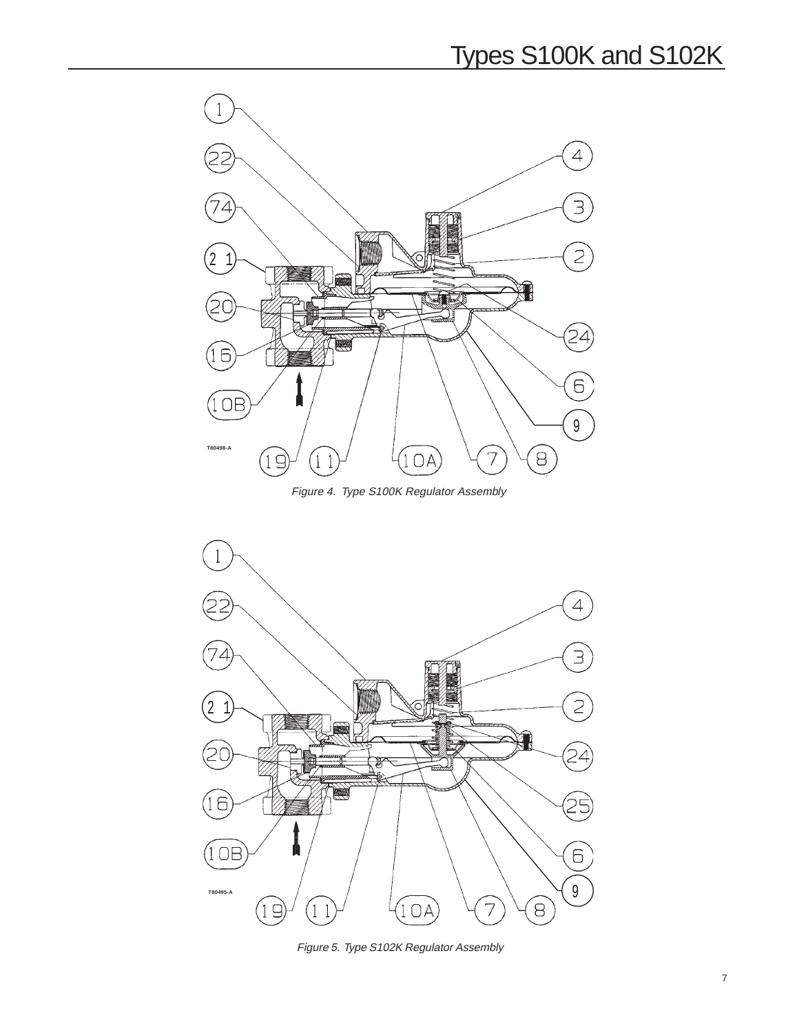Figure 4. Type S100K Regulator Assembly

Figure 5. Type S102K Regulator Assembly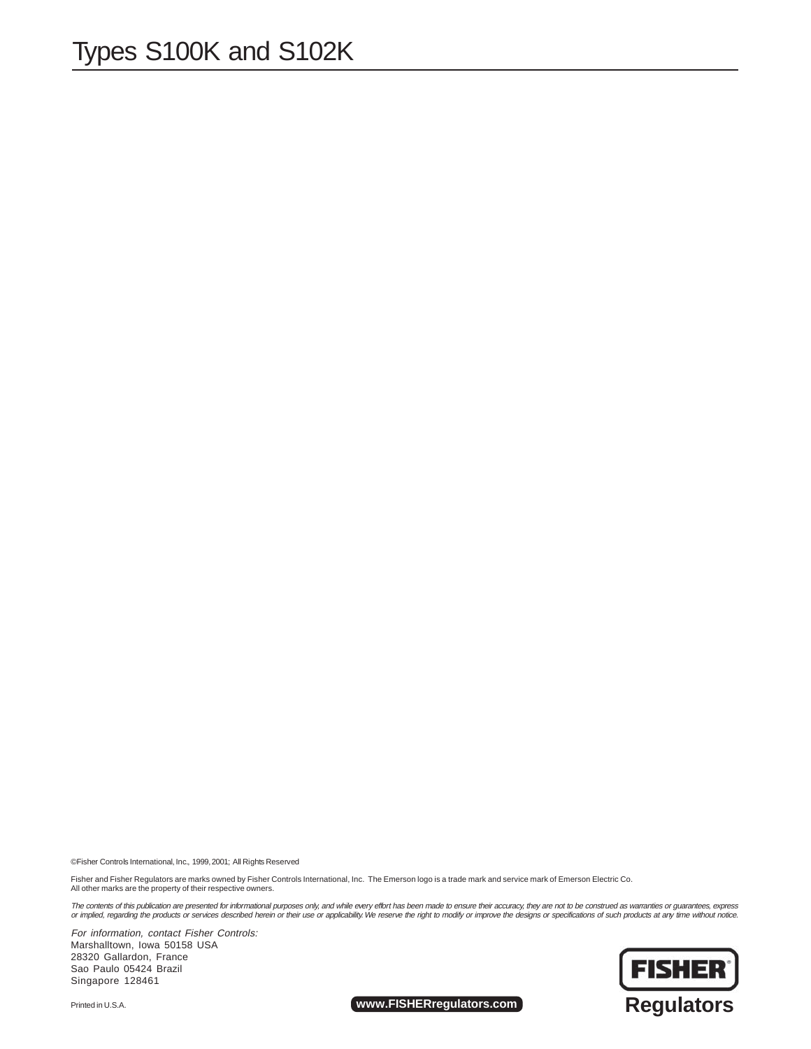©Fisher Controls International, Inc., 1999, 2001; All Rights Reserved

Fisher and Fisher Regulators are marks owned by Fisher Controls International, Inc. The Emerson logo is a trade mark and service mark of Emerson Electric Co.
All other marks are the property of their respective owners.

*The contents of this publication are presented for informational purposes only, and while every effort has been made to ensure their accuracy, they are not to be construed as warranties or guarantees, express or implied, regarding the products or services described herein or their use or applicability. We reserve the right to modify or improve the designs or specifications of such products at any time without notice.*

*For information, contact Fisher Controls:*
Marshalltown, Iowa 50158 USA
28320 Gallardon, France
Sao Paulo 05424 Brazil
Singapore 128461

Printed in U.S.A.

www.FISHERregulators.com

FISHER®
Regulators